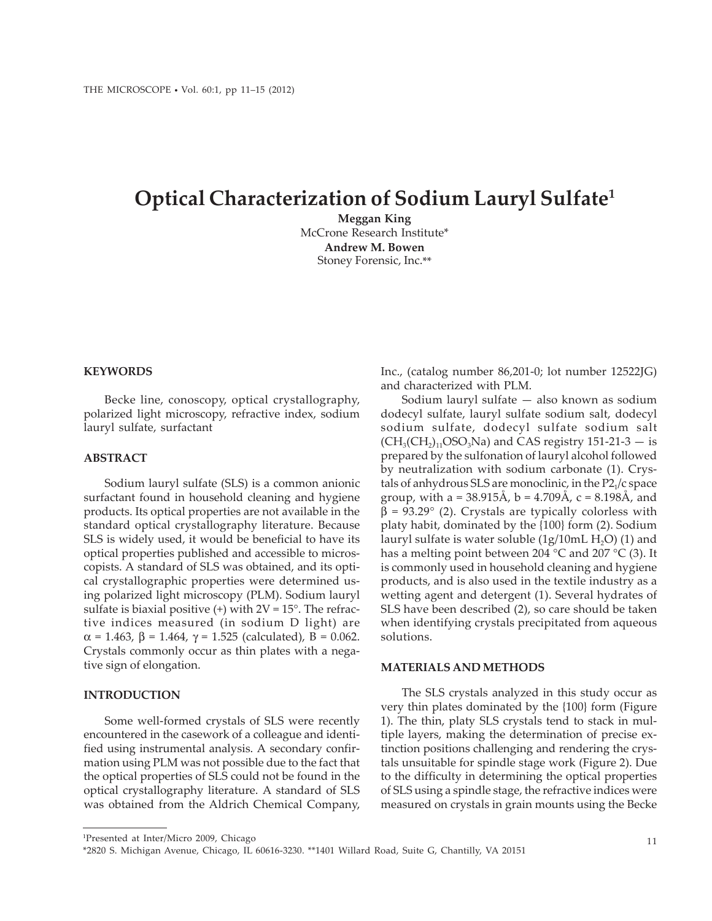# Optical Characterization of Sodium Lauryl Sulfate[1]

**Meggan King**
McCrone Research Institute*
**Andrew M. Bowen**
Stoney Forensic, Inc.**

## KEYWORDS

Becke line, conoscopy, optical crystallography, polarized light microscopy, refractive index, sodium lauryl sulfate, surfactant

## ABSTRACT

Sodium lauryl sulfate (SLS) is a common anionic surfactant found in household cleaning and hygiene products. Its optical properties are not available in the standard optical crystallography literature. Because SLS is widely used, it would be beneficial to have its optical properties published and accessible to microscopists. A standard of SLS was obtained, and its optical crystallographic properties were determined using polarized light microscopy (PLM). Sodium lauryl sulfate is biaxial positive (+) with 2V = 15°. The refractive indices measured (in sodium D light) are $\alpha = 1.463$, $\beta = 1.464$, $\gamma = 1.525$ (calculated), B = 0.062. Crystals commonly occur as thin plates with a negative sign of elongation.

## INTRODUCTION

Some well-formed crystals of SLS were recently encountered in the casework of a colleague and identified using instrumental analysis. A secondary confirmation using PLM was not possible due to the fact that the optical properties of SLS could not be found in the optical crystallography literature. A standard of SLS was obtained from the Aldrich Chemical Company, Inc., (catalog number 86,201-0; lot number 12522JG) and characterized with PLM.

Sodium lauryl sulfate — also known as sodium dodecyl sulfate, lauryl sulfate sodium salt, dodecyl sodium sulfate, dodecyl sulfate sodium salt ($CH_3(CH_2)_{11}OSO_3Na$) and CAS registry 151-21-3 — is prepared by the sulfonation of lauryl alcohol followed by neutralization with sodium carbonate (1). Crystals of anhydrous SLS are monoclinic, in the $P2_1/c$ space group, with a = 38.915Å, b = 4.709Å, c = 8.198Å, and $\beta = 93.29°$ (2). Crystals are typically colorless with platy habit, dominated by the {100} form (2). Sodium lauryl sulfate is water soluble (1g/10mL $H_2O$) (1) and has a melting point between 204 °C and 207 °C (3). It is commonly used in household cleaning and hygiene products, and is also used in the textile industry as a wetting agent and detergent (1). Several hydrates of SLS have been described (2), so care should be taken when identifying crystals precipitated from aqueous solutions.

## MATERIALS AND METHODS

The SLS crystals analyzed in this study occur as very thin plates dominated by the {100} form (Figure 1). The thin, platy SLS crystals tend to stack in multiple layers, making the determination of precise extinction positions challenging and rendering the crystals unsuitable for spindle stage work (Figure 2). Due to the difficulty in determining the optical properties of SLS using a spindle stage, the refractive indices were measured on crystals in grain mounts using the Becke

[1] Presented at Inter/Micro 2009, Chicago

*2820 S. Michigan Avenue, Chicago, IL 60616-3230. **1401 Willard Road, Suite G, Chantilly, VA 20151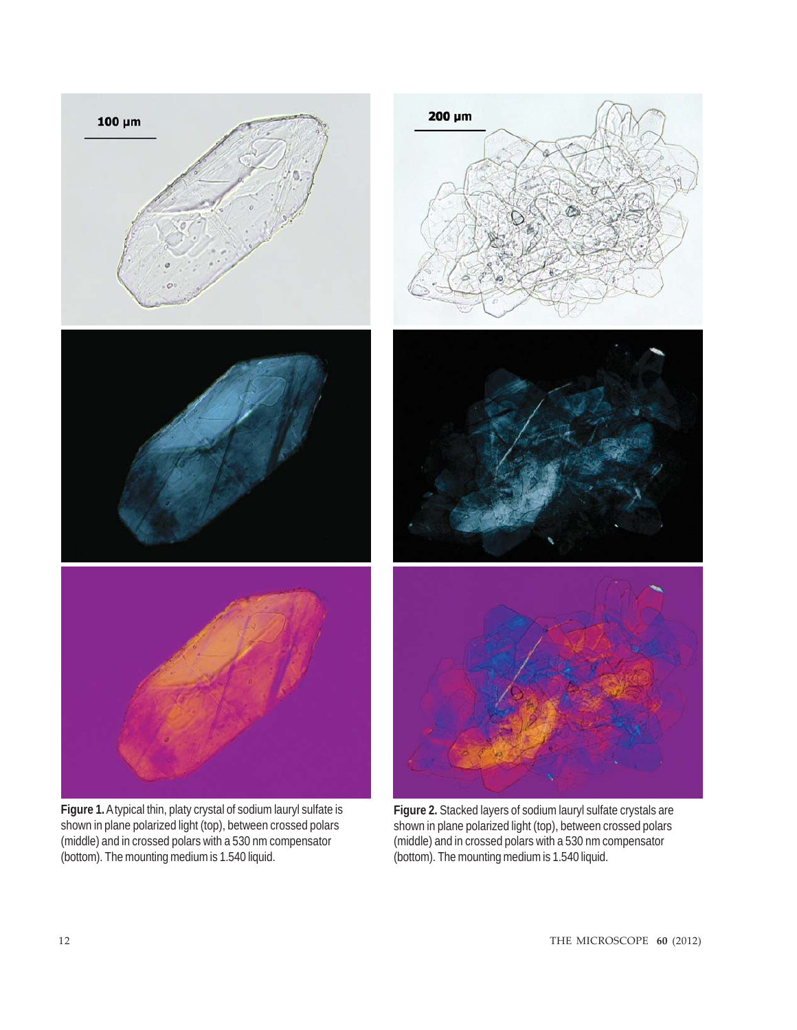**Figure 1.** A typical thin, platy crystal of sodium lauryl sulfate is shown in plane polarized light (top), between crossed polars (middle) and in crossed polars with a 530 nm compensator (bottom). The mounting medium is 1.540 liquid.

**Figure 2.** Stacked layers of sodium lauryl sulfate crystals are shown in plane polarized light (top), between crossed polars (middle) and in crossed polars with a 530 nm compensator (bottom). The mounting medium is 1.540 liquid.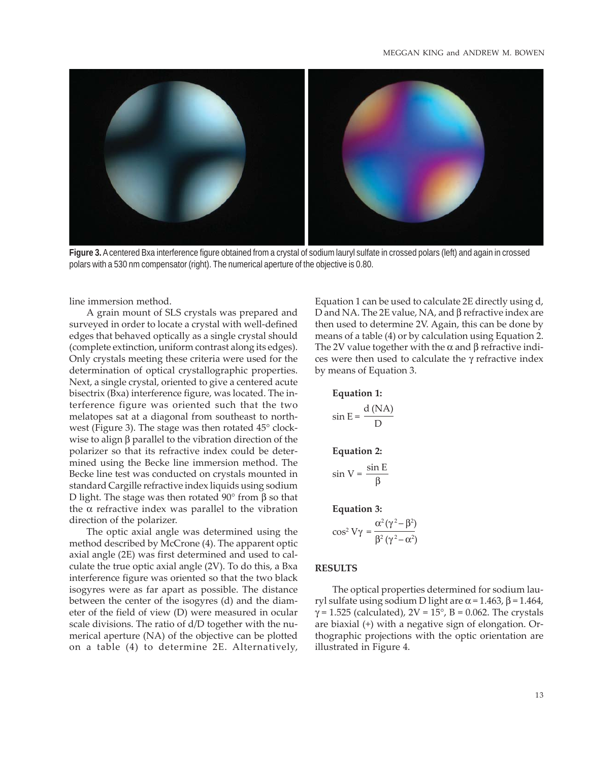**Figure 3.** A centered Bxa interference figure obtained from a crystal of sodium lauryl sulfate in crossed polars (left) and again in crossed polars with a 530 nm compensator (right). The numerical aperture of the objective is 0.80.

line immersion method.

A grain mount of SLS crystals was prepared and surveyed in order to locate a crystal with well-defined edges that behaved optically as a single crystal should (complete extinction, uniform contrast along its edges). Only crystals meeting these criteria were used for the determination of optical crystallographic properties. Next, a single crystal, oriented to give a centered acute bisectrix (Bxa) interference figure, was located. The interference figure was oriented such that the two melatopes sat at a diagonal from southeast to northwest (Figure 3). The stage was then rotated 45° clockwise to align β parallel to the vibration direction of the polarizer so that its refractive index could be determined using the Becke line immersion method. The Becke line test was conducted on crystals mounted in standard Cargille refractive index liquids using sodium D light. The stage was then rotated 90° from β so that the α refractive index was parallel to the vibration direction of the polarizer.

The optic axial angle was determined using the method described by McCrone (4). The apparent optic axial angle (2E) was first determined and used to calculate the true optic axial angle (2V). To do this, a Bxa interference figure was oriented so that the two black isogyres were as far apart as possible. The distance between the center of the isogyres (d) and the diameter of the field of view (D) were measured in ocular scale divisions. The ratio of d/D together with the numerical aperture (NA) of the objective can be plotted on a table (4) to determine 2E. Alternatively, Equation 1 can be used to calculate 2E directly using d, D and NA. The 2E value, NA, and β refractive index are then used to determine 2V. Again, this can be done by means of a table (4) or by calculation using Equation 2. The 2V value together with the α and β refractive indices were then used to calculate the γ refractive index by means of Equation 3.

**Equation 1:**

$$\sin E = \frac{d\,(NA)}{D}$$

**Equation 2:**

$$\sin V = \frac{\sin E}{\beta}$$

**Equation 3:**

$$\cos^2 V\gamma = \frac{\alpha^2(\gamma^2 - \beta^2)}{\beta^2(\gamma^2 - \alpha^2)}$$

## RESULTS

The optical properties determined for sodium lauryl sulfate using sodium D light are α = 1.463, β = 1.464, γ = 1.525 (calculated), 2V = 15°, B = 0.062. The crystals are biaxial (+) with a negative sign of elongation. Orthographic projections with the optic orientation are illustrated in Figure 4.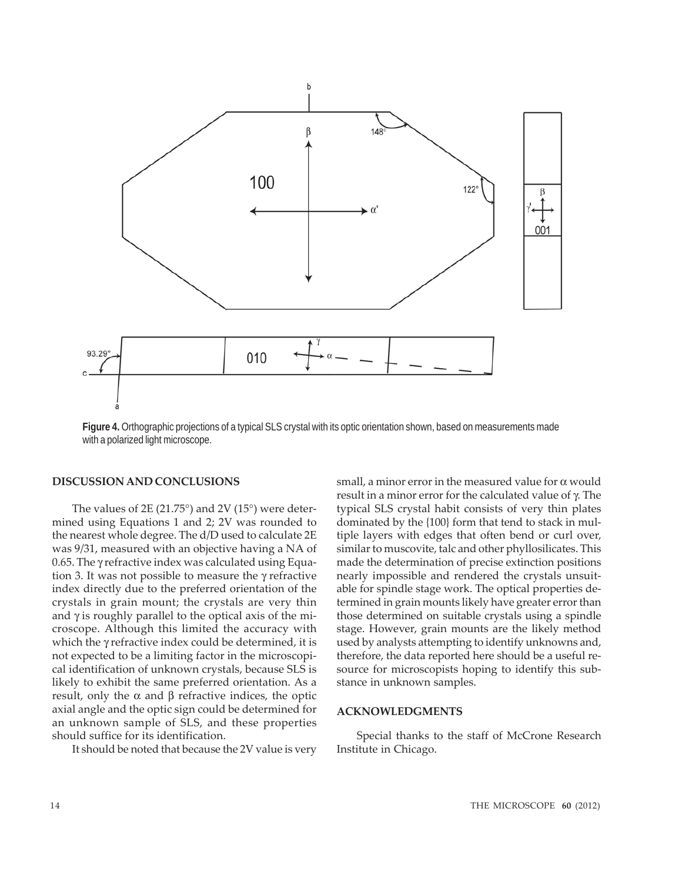**Figure 4.** Orthographic projections of a typical SLS crystal with its optic orientation shown, based on measurements made with a polarized light microscope.

## DISCUSSION AND CONCLUSIONS

The values of 2E (21.75°) and 2V (15°) were determined using Equations 1 and 2; 2V was rounded to the nearest whole degree. The d/D used to calculate 2E was 9/31, measured with an objective having a NA of 0.65. The $\gamma$ refractive index was calculated using Equation 3. It was not possible to measure the $\gamma$ refractive index directly due to the preferred orientation of the crystals in grain mount; the crystals are very thin and $\gamma$ is roughly parallel to the optical axis of the microscope. Although this limited the accuracy with which the $\gamma$ refractive index could be determined, it is not expected to be a limiting factor in the microscopical identification of unknown crystals, because SLS is likely to exhibit the same preferred orientation. As a result, only the $\alpha$ and $\beta$ refractive indices, the optic axial angle and the optic sign could be determined for an unknown sample of SLS, and these properties should suffice for its identification.

It should be noted that because the 2V value is very small, a minor error in the measured value for $\alpha$ would result in a minor error for the calculated value of $\gamma$. The typical SLS crystal habit consists of very thin plates dominated by the {100} form that tend to stack in multiple layers with edges that often bend or curl over, similar to muscovite, talc and other phyllosilicates. This made the determination of precise extinction positions nearly impossible and rendered the crystals unsuitable for spindle stage work. The optical properties determined in grain mounts likely have greater error than those determined on suitable crystals using a spindle stage. However, grain mounts are the likely method used by analysts attempting to identify unknowns and, therefore, the data reported here should be a useful resource for microscopists hoping to identify this substance in unknown samples.

## ACKNOWLEDGMENTS

Special thanks to the staff of McCrone Research Institute in Chicago.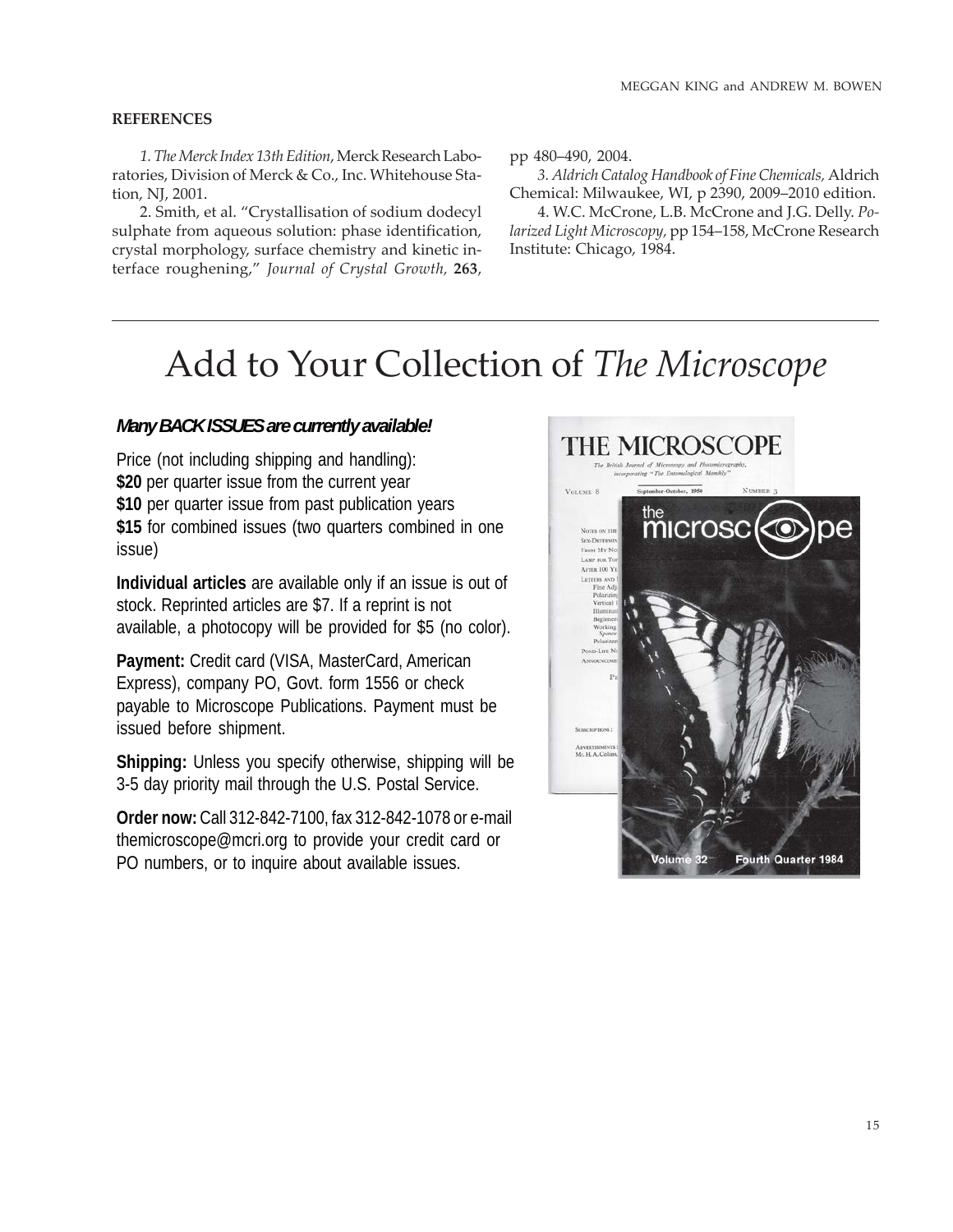**REFERENCES**

1. *The Merck Index 13th Edition*, Merck Research Laboratories, Division of Merck & Co., Inc. Whitehouse Station, NJ, 2001.

2. Smith, et al. "Crystallisation of sodium dodecyl sulphate from aqueous solution: phase identification, crystal morphology, surface chemistry and kinetic interface roughening," *Journal of Crystal Growth*, **263**, pp 480–490, 2004.

3. *Aldrich Catalog Handbook of Fine Chemicals*, Aldrich Chemical: Milwaukee, WI, p 2390, 2009–2010 edition.

4. W.C. McCrone, L.B. McCrone and J.G. Delly. *Polarized Light Microscopy*, pp 154–158, McCrone Research Institute: Chicago, 1984.

# Add to Your Collection of *The Microscope*

***Many BACK ISSUES are currently available!***

Price (not including shipping and handling):
**$20** per quarter issue from the current year
**$10** per quarter issue from past publication years
**$15** for combined issues (two quarters combined in one issue)

**Individual articles** are available only if an issue is out of stock. Reprinted articles are $7. If a reprint is not available, a photocopy will be provided for $5 (no color).

**Payment:** Credit card (VISA, MasterCard, American Express), company PO, Govt. form 1556 or check payable to Microscope Publications. Payment must be issued before shipment.

**Shipping:** Unless you specify otherwise, shipping will be 3-5 day priority mail through the U.S. Postal Service.

**Order now:** Call 312-842-7100, fax 312-842-1078 or e-mail themicroscope@mcri.org to provide your credit card or PO numbers, or to inquire about available issues.